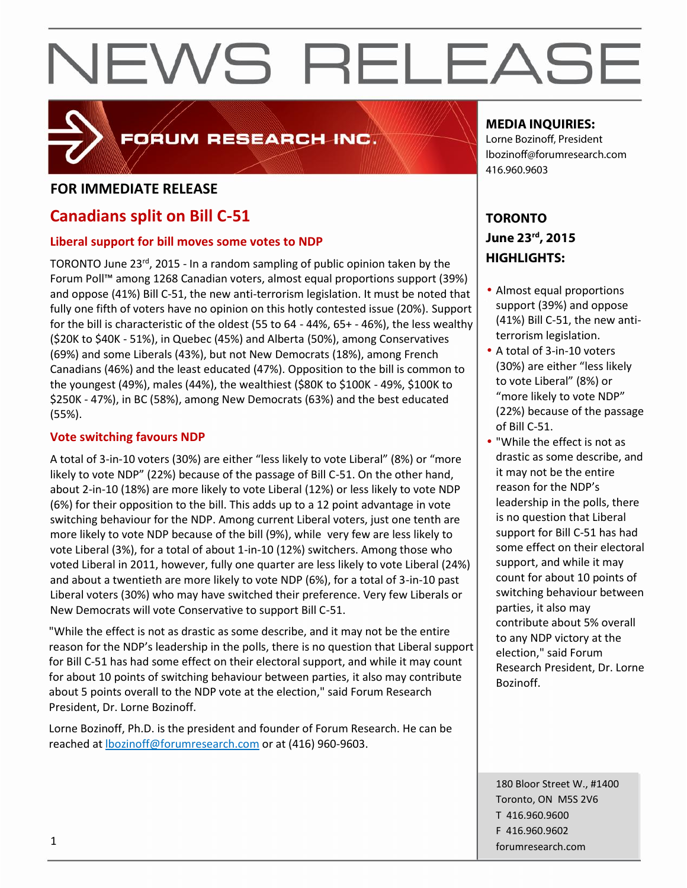# NEWS RELEASE

FORUM RESEARCH INC.

**MEDIA INQUIRIES:**
Lorne Bozinoff, President
lbozinoff@forumresearch.com
416.960.9603

**TORONTO**
**June 23rd, 2015**

**FOR IMMEDIATE RELEASE**

## Canadians split on Bill C-51

### Liberal support for bill moves some votes to NDP

TORONTO June 23rd, 2015 - In a random sampling of public opinion taken by the Forum Poll™ among 1268 Canadian voters, almost equal proportions support (39%) and oppose (41%) Bill C-51, the new anti-terrorism legislation. It must be noted that fully one fifth of voters have no opinion on this hotly contested issue (20%). Support for the bill is characteristic of the oldest (55 to 64 - 44%, 65+ - 46%), the less wealthy ($20K to $40K - 51%), in Quebec (45%) and Alberta (50%), among Conservatives (69%) and some Liberals (43%), but not New Democrats (18%), among French Canadians (46%) and the least educated (47%). Opposition to the bill is common to the youngest (49%), males (44%), the wealthiest ($80K to $100K - 49%, $100K to $250K - 47%), in BC (58%), among New Democrats (63%) and the best educated (55%).

### Vote switching favours NDP

A total of 3-in-10 voters (30%) are either "less likely to vote Liberal" (8%) or "more likely to vote NDP" (22%) because of the passage of Bill C-51. On the other hand, about 2-in-10 (18%) are more likely to vote Liberal (12%) or less likely to vote NDP (6%) for their opposition to the bill. This adds up to a 12 point advantage in vote switching behaviour for the NDP. Among current Liberal voters, just one tenth are more likely to vote NDP because of the bill (9%), while very few are less likely to vote Liberal (3%), for a total of about 1-in-10 (12%) switchers. Among those who voted Liberal in 2011, however, fully one quarter are less likely to vote Liberal (24%) and about a twentieth are more likely to vote NDP (6%), for a total of 3-in-10 past Liberal voters (30%) who may have switched their preference. Very few Liberals or New Democrats will vote Conservative to support Bill C-51.

"While the effect is not as drastic as some describe, and it may not be the entire reason for the NDP's leadership in the polls, there is no question that Liberal support for Bill C-51 has had some effect on their electoral support, and while it may count for about 10 points of switching behaviour between parties, it also may contribute about 5 points overall to the NDP vote at the election," said Forum Research President, Dr. Lorne Bozinoff.

Lorne Bozinoff, Ph.D. is the president and founder of Forum Research. He can be reached at lbozinoff@forumresearch.com or at (416) 960-9603.

**HIGHLIGHTS:**

- Almost equal proportions support (39%) and oppose (41%) Bill C-51, the new anti-terrorism legislation.
- A total of 3-in-10 voters (30%) are either "less likely to vote Liberal" (8%) or "more likely to vote NDP" (22%) because of the passage of Bill C-51.
- "While the effect is not as drastic as some describe, and it may not be the entire reason for the NDP's leadership in the polls, there is no question that Liberal support for Bill C-51 has had some effect on their electoral support, and while it may count for about 10 points of switching behaviour between parties, it also may contribute about 5% overall to any NDP victory at the election," said Forum Research President, Dr. Lorne Bozinoff.

180 Bloor Street W., #1400
Toronto, ON M5S 2V6
T 416.960.9600
F 416.960.9602
forumresearch.com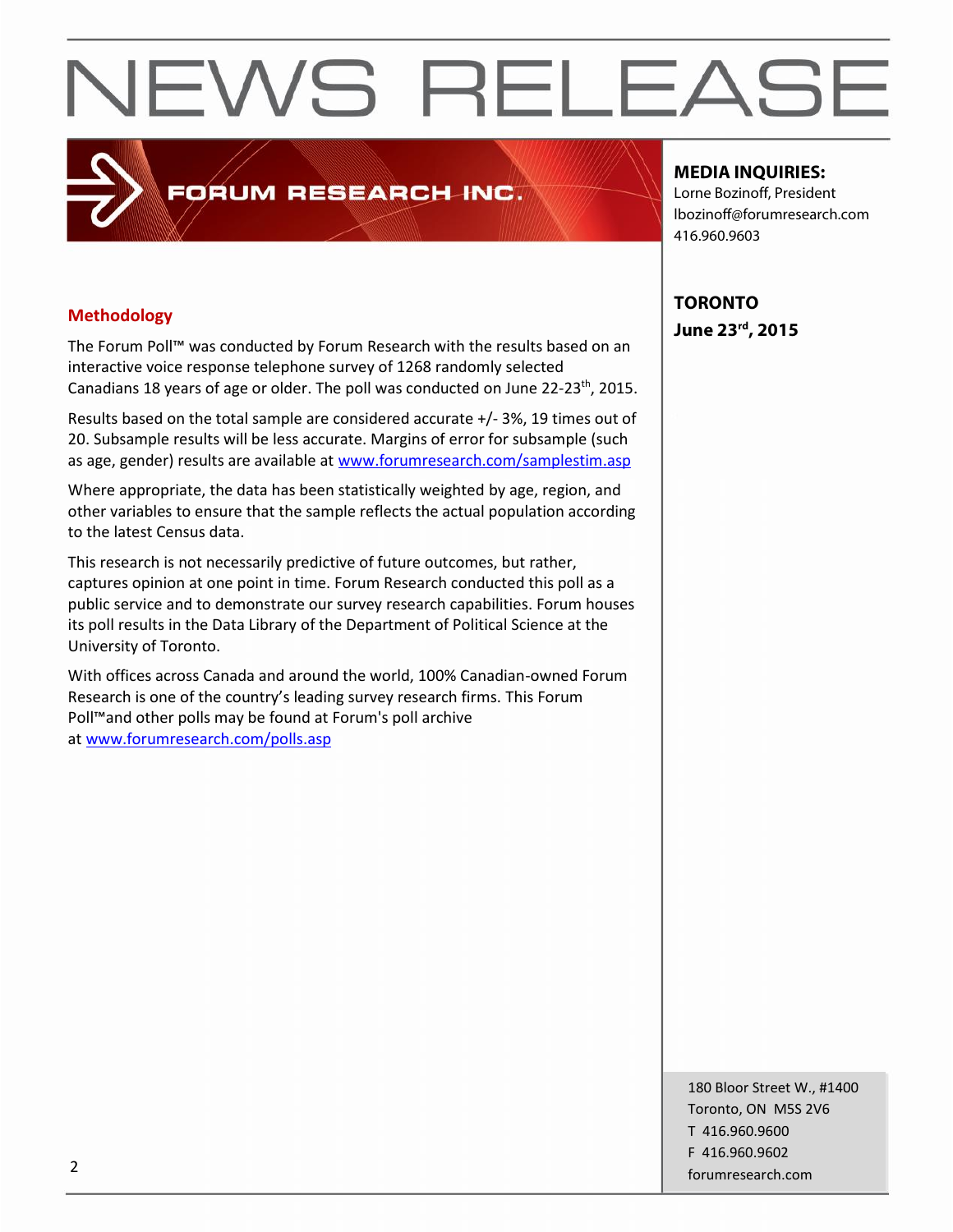# NEWS RELEASE

FORUM RESEARCH INC.

**MEDIA INQUIRIES:**
Lorne Bozinoff, President
lbozinoff@forumresearch.com
416.960.9603

**TORONTO**
**June 23rd, 2015**

## Methodology

The Forum Poll™ was conducted by Forum Research with the results based on an interactive voice response telephone survey of 1268 randomly selected Canadians 18 years of age or older. The poll was conducted on June 22-23th, 2015.

Results based on the total sample are considered accurate +/- 3%, 19 times out of 20. Subsample results will be less accurate. Margins of error for subsample (such as age, gender) results are available at www.forumresearch.com/samplestim.asp

Where appropriate, the data has been statistically weighted by age, region, and other variables to ensure that the sample reflects the actual population according to the latest Census data.

This research is not necessarily predictive of future outcomes, but rather, captures opinion at one point in time. Forum Research conducted this poll as a public service and to demonstrate our survey research capabilities. Forum houses its poll results in the Data Library of the Department of Political Science at the University of Toronto.

With offices across Canada and around the world, 100% Canadian-owned Forum Research is one of the country's leading survey research firms. This Forum Poll™and other polls may be found at Forum's poll archive at www.forumresearch.com/polls.asp

180 Bloor Street W., #1400
Toronto, ON M5S 2V6
T 416.960.9600
F 416.960.9602
forumresearch.com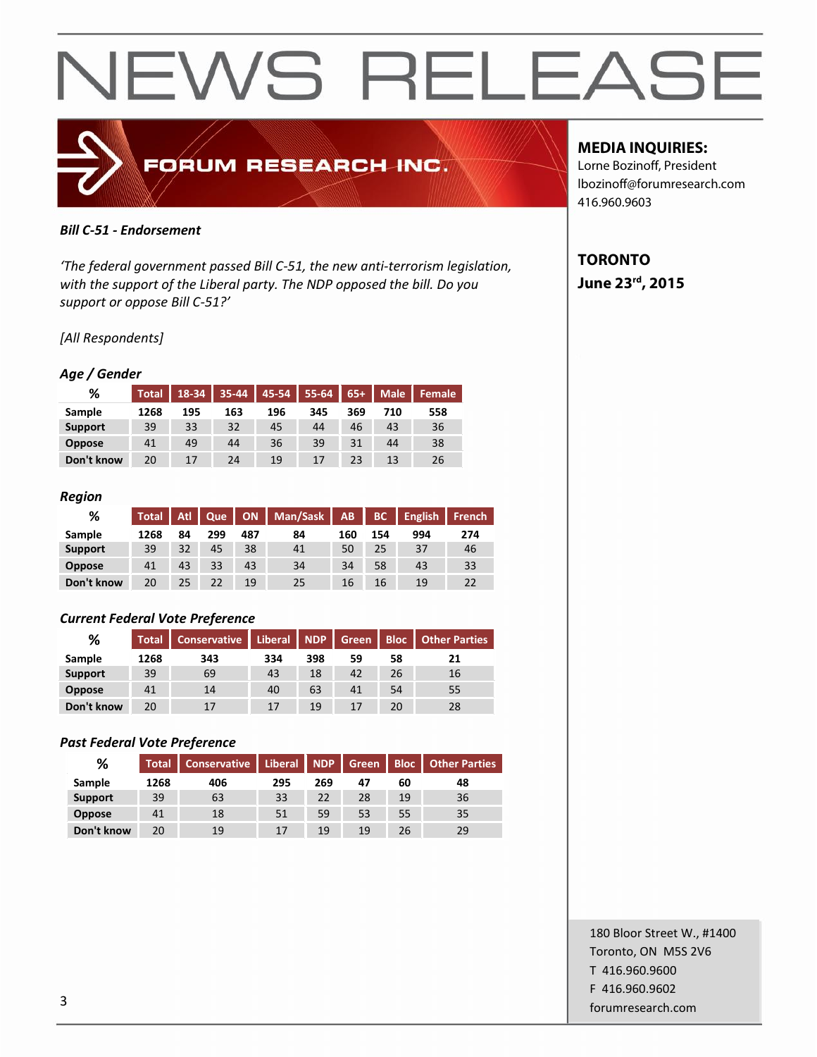# NEWS RELEASE

FORUM RESEARCH INC.

**MEDIA INQUIRIES:**
Lorne Bozinoff, President
lbozinoff@forumresearch.com
416.960.9603

**TORONTO**
**June 23rd, 2015**

***Bill C-51 - Endorsement***

*'The federal government passed Bill C-51, the new anti-terrorism legislation, with the support of the Liberal party. The NDP opposed the bill. Do you support or oppose Bill C-51?'*

*[All Respondents]*

***Age / Gender***

| % | Total | 18-34 | 35-44 | 45-54 | 55-64 | 65+ | Male | Female |
|---|---|---|---|---|---|---|---|---|
| Sample | 1268 | 195 | 163 | 196 | 345 | 369 | 710 | 558 |
| Support | 39 | 33 | 32 | 45 | 44 | 46 | 43 | 36 |
| Oppose | 41 | 49 | 44 | 36 | 39 | 31 | 44 | 38 |
| Don't know | 20 | 17 | 24 | 19 | 17 | 23 | 13 | 26 |

***Region***

| % | Total | Atl | Que | ON | Man/Sask | AB | BC | English | French |
|---|---|---|---|---|---|---|---|---|---|
| Sample | 1268 | 84 | 299 | 487 | 84 | 160 | 154 | 994 | 274 |
| Support | 39 | 32 | 45 | 38 | 41 | 50 | 25 | 37 | 46 |
| Oppose | 41 | 43 | 33 | 43 | 34 | 34 | 58 | 43 | 33 |
| Don't know | 20 | 25 | 22 | 19 | 25 | 16 | 16 | 19 | 22 |

***Current Federal Vote Preference***

| % | Total | Conservative | Liberal | NDP | Green | Bloc | Other Parties |
|---|---|---|---|---|---|---|---|
| Sample | 1268 | 343 | 334 | 398 | 59 | 58 | 21 |
| Support | 39 | 69 | 43 | 18 | 42 | 26 | 16 |
| Oppose | 41 | 14 | 40 | 63 | 41 | 54 | 55 |
| Don't know | 20 | 17 | 17 | 19 | 17 | 20 | 28 |

***Past Federal Vote Preference***

| % | Total | Conservative | Liberal | NDP | Green | Bloc | Other Parties |
|---|---|---|---|---|---|---|---|
| Sample | 1268 | 406 | 295 | 269 | 47 | 60 | 48 |
| Support | 39 | 63 | 33 | 22 | 28 | 19 | 36 |
| Oppose | 41 | 18 | 51 | 59 | 53 | 55 | 35 |
| Don't know | 20 | 19 | 17 | 19 | 19 | 26 | 29 |

180 Bloor Street W., #1400
Toronto, ON M5S 2V6
T 416.960.9600
F 416.960.9602
forumresearch.com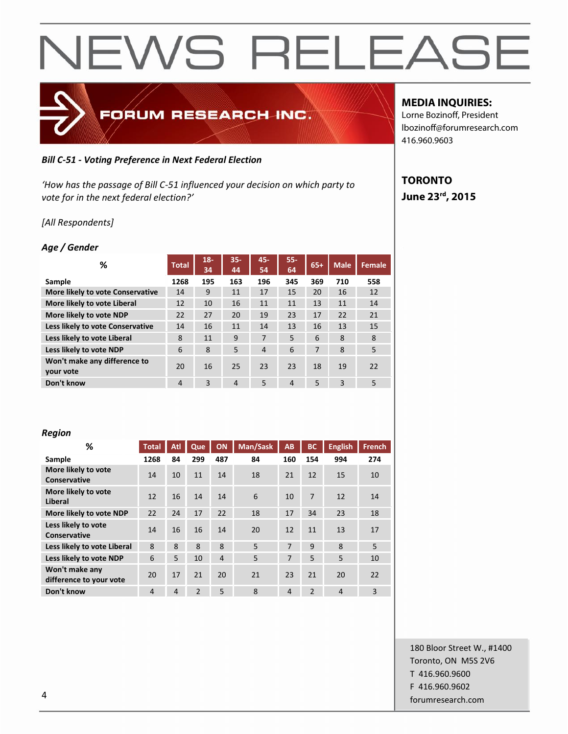# NEWS RELEASE

FORUM RESEARCH INC.

**MEDIA INQUIRIES:**
Lorne Bozinoff, President
lbozinoff@forumresearch.com
416.960.9603

**TORONTO**
**June 23rd, 2015**

***Bill C-51 - Voting Preference in Next Federal Election***

*'How has the passage of Bill C-51 influenced your decision on which party to vote for in the next federal election?'*

*[All Respondents]*

***Age / Gender***

| % | Total | 18-34 | 35-44 | 45-54 | 55-64 | 65+ | Male | Female |
|---|---|---|---|---|---|---|---|---|
| Sample | 1268 | 195 | 163 | 196 | 345 | 369 | 710 | 558 |
| More likely to vote Conservative | 14 | 9 | 11 | 17 | 15 | 20 | 16 | 12 |
| More likely to vote Liberal | 12 | 10 | 16 | 11 | 11 | 13 | 11 | 14 |
| More likely to vote NDP | 22 | 27 | 20 | 19 | 23 | 17 | 22 | 21 |
| Less likely to vote Conservative | 14 | 16 | 11 | 14 | 13 | 16 | 13 | 15 |
| Less likely to vote Liberal | 8 | 11 | 9 | 7 | 5 | 6 | 8 | 8 |
| Less likely to vote NDP | 6 | 8 | 5 | 4 | 6 | 7 | 8 | 5 |
| Won't make any difference to your vote | 20 | 16 | 25 | 23 | 23 | 18 | 19 | 22 |
| Don't know | 4 | 3 | 4 | 5 | 4 | 5 | 3 | 5 |

***Region***

| % | Total | Atl | Que | ON | Man/Sask | AB | BC | English | French |
|---|---|---|---|---|---|---|---|---|---|
| Sample | 1268 | 84 | 299 | 487 | 84 | 160 | 154 | 994 | 274 |
| More likely to vote Conservative | 14 | 10 | 11 | 14 | 18 | 21 | 12 | 15 | 10 |
| More likely to vote Liberal | 12 | 16 | 14 | 14 | 6 | 10 | 7 | 12 | 14 |
| More likely to vote NDP | 22 | 24 | 17 | 22 | 18 | 17 | 34 | 23 | 18 |
| Less likely to vote Conservative | 14 | 16 | 16 | 14 | 20 | 12 | 11 | 13 | 17 |
| Less likely to vote Liberal | 8 | 8 | 8 | 8 | 5 | 7 | 9 | 8 | 5 |
| Less likely to vote NDP | 6 | 5 | 10 | 4 | 5 | 7 | 5 | 5 | 10 |
| Won't make any difference to your vote | 20 | 17 | 21 | 20 | 21 | 23 | 21 | 20 | 22 |
| Don't know | 4 | 4 | 2 | 5 | 8 | 4 | 2 | 4 | 3 |

180 Bloor Street W., #1400
Toronto, ON M5S 2V6
T 416.960.9600
F 416.960.9602
forumresearch.com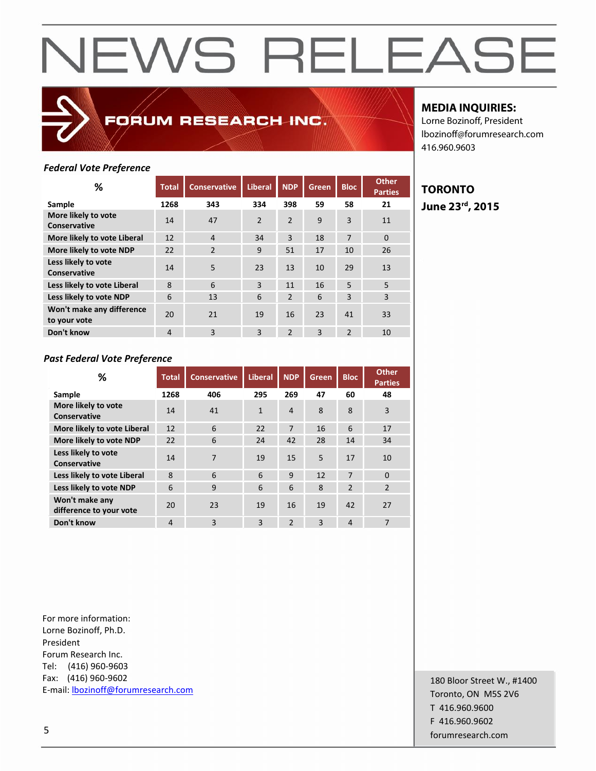# NEWS RELEASE

**FORUM RESEARCH INC.**

**MEDIA INQUIRIES:**
Lorne Bozinoff, President
lbozinoff@forumresearch.com
416.960.9603

**TORONTO**
**June 23rd, 2015**

### *Federal Vote Preference*

| % | Total | Conservative | Liberal | NDP | Green | Bloc | Other Parties |
|---|---|---|---|---|---|---|---|
| **Sample** | **1268** | **343** | **334** | **398** | **59** | **58** | **21** |
| **More likely to vote Conservative** | 14 | 47 | 2 | 2 | 9 | 3 | 11 |
| **More likely to vote Liberal** | 12 | 4 | 34 | 3 | 18 | 7 | 0 |
| **More likely to vote NDP** | 22 | 2 | 9 | 51 | 17 | 10 | 26 |
| **Less likely to vote Conservative** | 14 | 5 | 23 | 13 | 10 | 29 | 13 |
| **Less likely to vote Liberal** | 8 | 6 | 3 | 11 | 16 | 5 | 5 |
| **Less likely to vote NDP** | 6 | 13 | 6 | 2 | 6 | 3 | 3 |
| **Won't make any difference to your vote** | 20 | 21 | 19 | 16 | 23 | 41 | 33 |
| **Don't know** | 4 | 3 | 3 | 2 | 3 | 2 | 10 |

### *Past Federal Vote Preference*

| % | Total | Conservative | Liberal | NDP | Green | Bloc | Other Parties |
|---|---|---|---|---|---|---|---|
| **Sample** | **1268** | **406** | **295** | **269** | **47** | **60** | **48** |
| **More likely to vote Conservative** | 14 | 41 | 1 | 4 | 8 | 8 | 3 |
| **More likely to vote Liberal** | 12 | 6 | 22 | 7 | 16 | 6 | 17 |
| **More likely to vote NDP** | 22 | 6 | 24 | 42 | 28 | 14 | 34 |
| **Less likely to vote Conservative** | 14 | 7 | 19 | 15 | 5 | 17 | 10 |
| **Less likely to vote Liberal** | 8 | 6 | 6 | 9 | 12 | 7 | 0 |
| **Less likely to vote NDP** | 6 | 9 | 6 | 6 | 8 | 2 | 2 |
| **Won't make any difference to your vote** | 20 | 23 | 19 | 16 | 19 | 42 | 27 |
| **Don't know** | 4 | 3 | 3 | 2 | 3 | 4 | 7 |

For more information:
Lorne Bozinoff, Ph.D.
President
Forum Research Inc.
Tel: (416) 960-9603
Fax: (416) 960-9602
E-mail: lbozinoff@forumresearch.com

180 Bloor Street W., #1400
Toronto, ON M5S 2V6
T 416.960.9600
F 416.960.9602
forumresearch.com